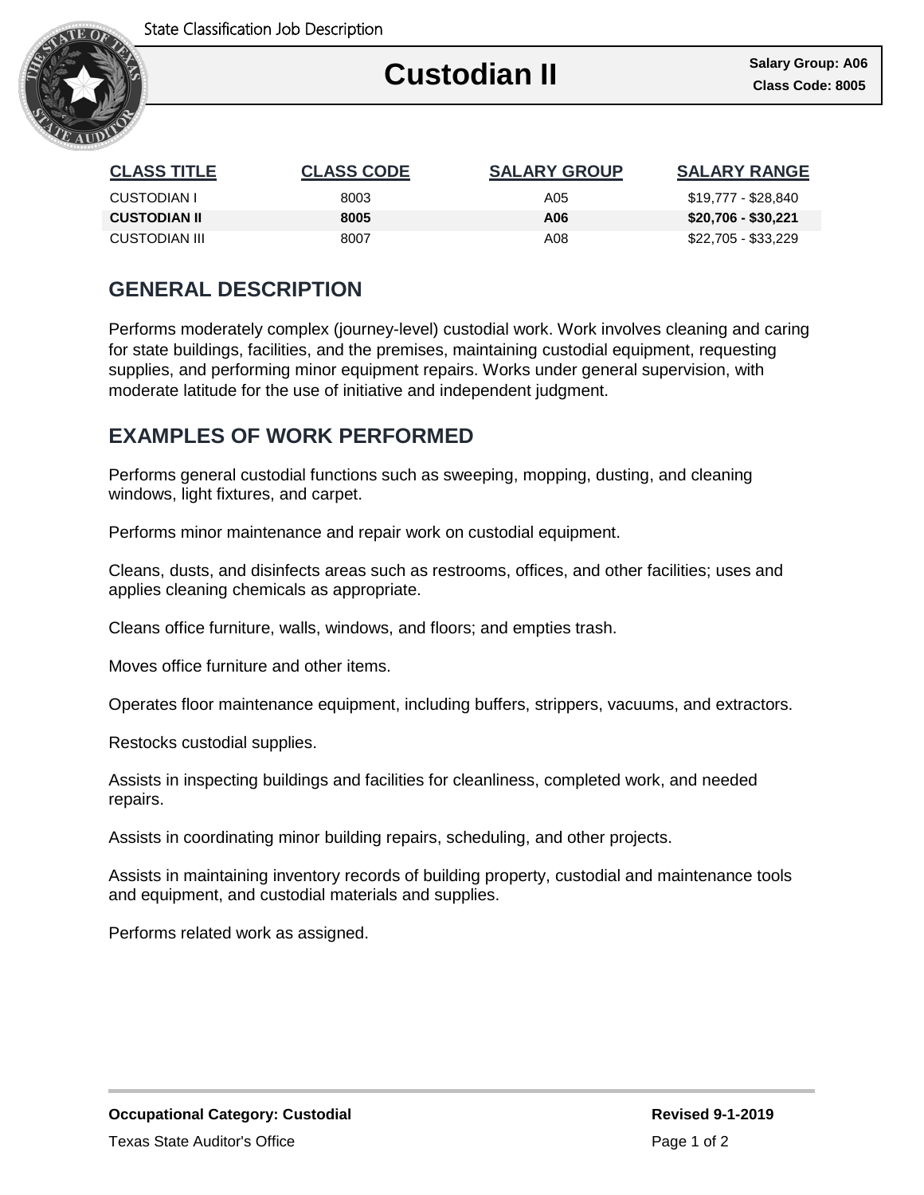State Classification Job Description

# Custodian II

**Salary Group: A06**
**Class Code: 8005**

| CLASS TITLE | CLASS CODE | SALARY GROUP | SALARY RANGE |
|---|---|---|---|
| CUSTODIAN I | 8003 | A05 | $19,777 - $28,840 |
| **CUSTODIAN II** | **8005** | **A06** | **$20,706 - $30,221** |
| CUSTODIAN III | 8007 | A08 | $22,705 - $33,229 |

## GENERAL DESCRIPTION

Performs moderately complex (journey-level) custodial work. Work involves cleaning and caring for state buildings, facilities, and the premises, maintaining custodial equipment, requesting supplies, and performing minor equipment repairs. Works under general supervision, with moderate latitude for the use of initiative and independent judgment.

## EXAMPLES OF WORK PERFORMED

Performs general custodial functions such as sweeping, mopping, dusting, and cleaning windows, light fixtures, and carpet.

Performs minor maintenance and repair work on custodial equipment.

Cleans, dusts, and disinfects areas such as restrooms, offices, and other facilities; uses and applies cleaning chemicals as appropriate.

Cleans office furniture, walls, windows, and floors; and empties trash.

Moves office furniture and other items.

Operates floor maintenance equipment, including buffers, strippers, vacuums, and extractors.

Restocks custodial supplies.

Assists in inspecting buildings and facilities for cleanliness, completed work, and needed repairs.

Assists in coordinating minor building repairs, scheduling, and other projects.

Assists in maintaining inventory records of building property, custodial and maintenance tools and equipment, and custodial materials and supplies.

Performs related work as assigned.

**Occupational Category: Custodial**

**Revised 9-1-2019**

Texas State Auditor's Office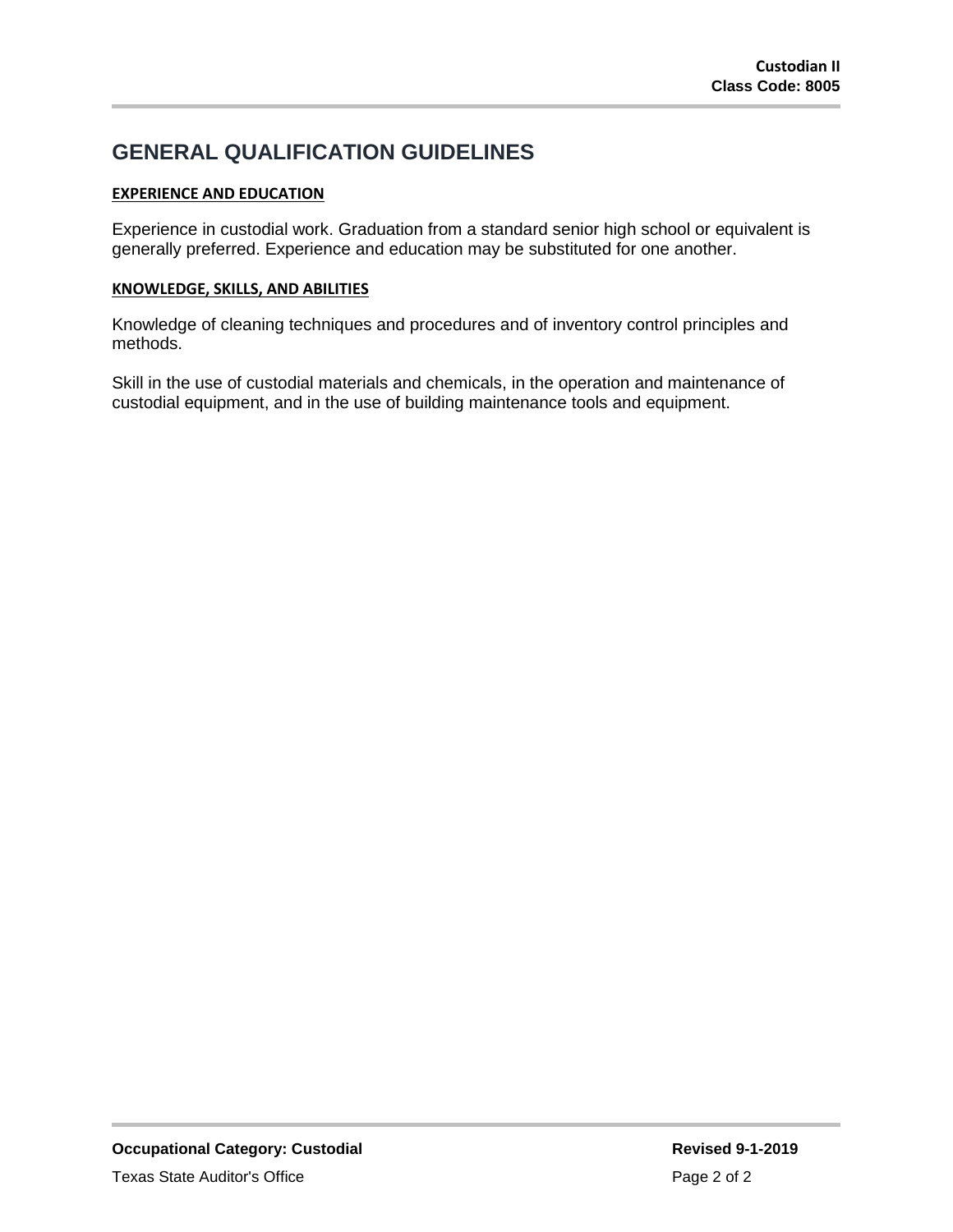## GENERAL QUALIFICATION GUIDELINES

### EXPERIENCE AND EDUCATION

Experience in custodial work. Graduation from a standard senior high school or equivalent is generally preferred. Experience and education may be substituted for one another.

### KNOWLEDGE, SKILLS, AND ABILITIES

Knowledge of cleaning techniques and procedures and of inventory control principles and methods.

Skill in the use of custodial materials and chemicals, in the operation and maintenance of custodial equipment, and in the use of building maintenance tools and equipment.